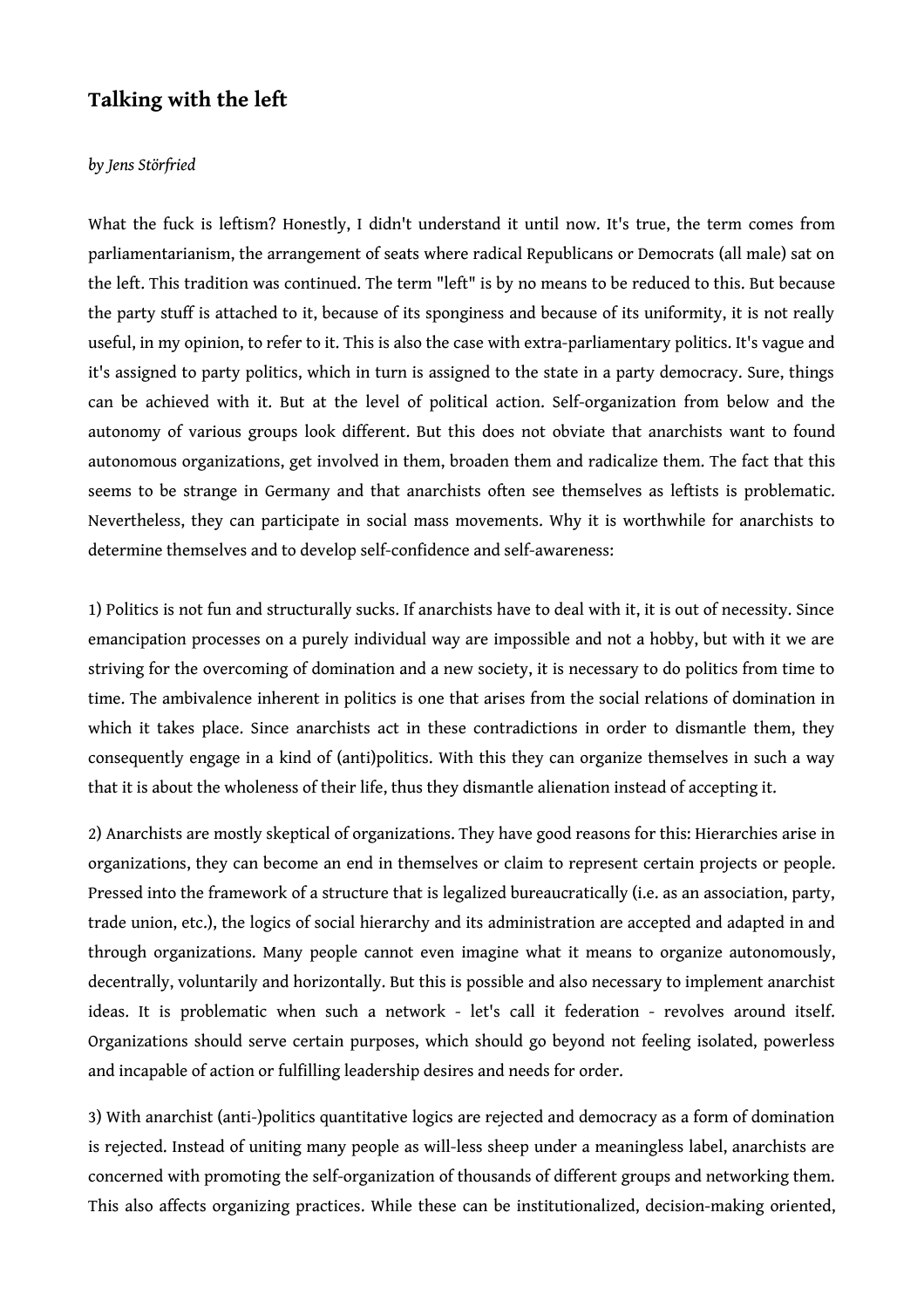## Talking with the left

*by Jens Störfried*

What the fuck is leftism? Honestly, I didn't understand it until now. It's true, the term comes from parliamentarianism, the arrangement of seats where radical Republicans or Democrats (all male) sat on the left. This tradition was continued. The term "left" is by no means to be reduced to this. But because the party stuff is attached to it, because of its sponginess and because of its uniformity, it is not really useful, in my opinion, to refer to it. This is also the case with extra-parliamentary politics. It's vague and it's assigned to party politics, which in turn is assigned to the state in a party democracy. Sure, things can be achieved with it. But at the level of political action. Self-organization from below and the autonomy of various groups look different. But this does not obviate that anarchists want to found autonomous organizations, get involved in them, broaden them and radicalize them. The fact that this seems to be strange in Germany and that anarchists often see themselves as leftists is problematic. Nevertheless, they can participate in social mass movements. Why it is worthwhile for anarchists to determine themselves and to develop self-confidence and self-awareness:

1) Politics is not fun and structurally sucks. If anarchists have to deal with it, it is out of necessity. Since emancipation processes on a purely individual way are impossible and not a hobby, but with it we are striving for the overcoming of domination and a new society, it is necessary to do politics from time to time. The ambivalence inherent in politics is one that arises from the social relations of domination in which it takes place. Since anarchists act in these contradictions in order to dismantle them, they consequently engage in a kind of (anti)politics. With this they can organize themselves in such a way that it is about the wholeness of their life, thus they dismantle alienation instead of accepting it.

2) Anarchists are mostly skeptical of organizations. They have good reasons for this: Hierarchies arise in organizations, they can become an end in themselves or claim to represent certain projects or people. Pressed into the framework of a structure that is legalized bureaucratically (i.e. as an association, party, trade union, etc.), the logics of social hierarchy and its administration are accepted and adapted in and through organizations. Many people cannot even imagine what it means to organize autonomously, decentrally, voluntarily and horizontally. But this is possible and also necessary to implement anarchist ideas. It is problematic when such a network - let's call it federation - revolves around itself. Organizations should serve certain purposes, which should go beyond not feeling isolated, powerless and incapable of action or fulfilling leadership desires and needs for order.

3) With anarchist (anti-)politics quantitative logics are rejected and democracy as a form of domination is rejected. Instead of uniting many people as will-less sheep under a meaningless label, anarchists are concerned with promoting the self-organization of thousands of different groups and networking them. This also affects organizing practices. While these can be institutionalized, decision-making oriented,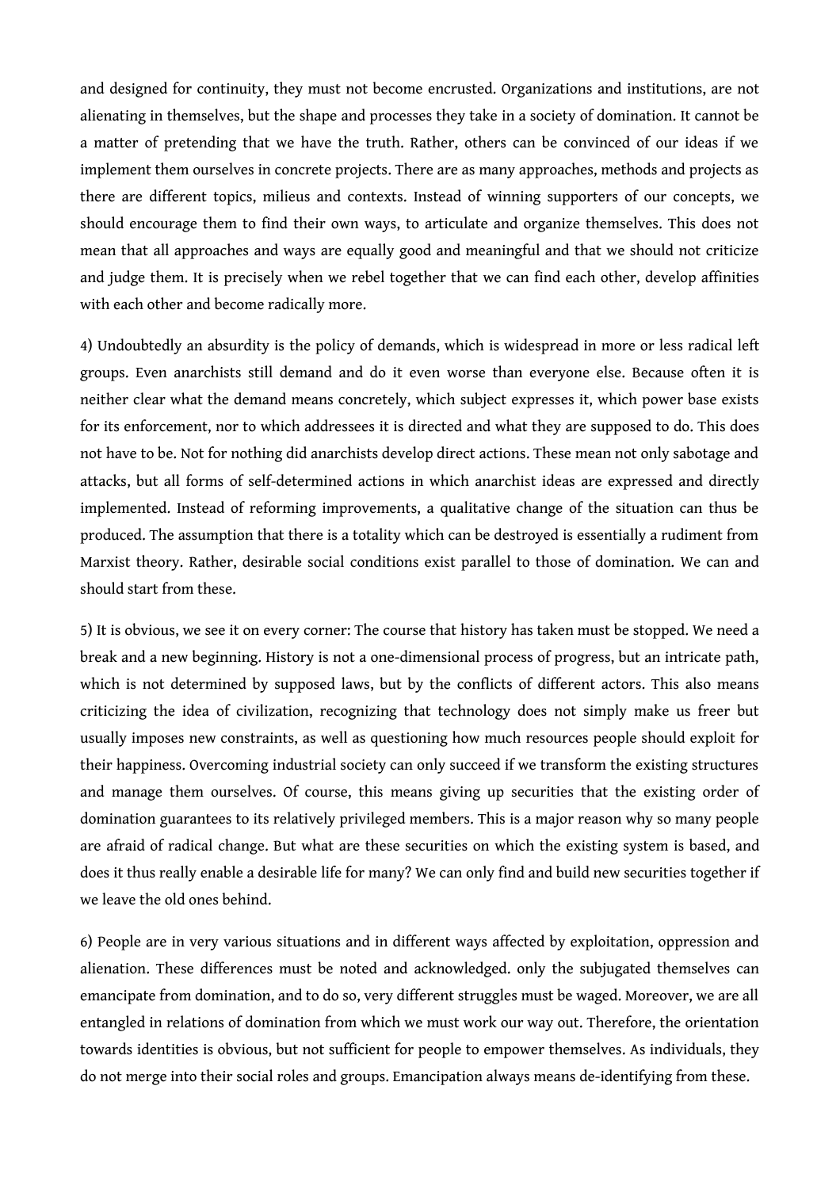and designed for continuity, they must not become encrusted. Organizations and institutions, are not alienating in themselves, but the shape and processes they take in a society of domination. It cannot be a matter of pretending that we have the truth. Rather, others can be convinced of our ideas if we implement them ourselves in concrete projects. There are as many approaches, methods and projects as there are different topics, milieus and contexts. Instead of winning supporters of our concepts, we should encourage them to find their own ways, to articulate and organize themselves. This does not mean that all approaches and ways are equally good and meaningful and that we should not criticize and judge them. It is precisely when we rebel together that we can find each other, develop affinities with each other and become radically more.

4) Undoubtedly an absurdity is the policy of demands, which is widespread in more or less radical left groups. Even anarchists still demand and do it even worse than everyone else. Because often it is neither clear what the demand means concretely, which subject expresses it, which power base exists for its enforcement, nor to which addressees it is directed and what they are supposed to do. This does not have to be. Not for nothing did anarchists develop direct actions. These mean not only sabotage and attacks, but all forms of self-determined actions in which anarchist ideas are expressed and directly implemented. Instead of reforming improvements, a qualitative change of the situation can thus be produced. The assumption that there is a totality which can be destroyed is essentially a rudiment from Marxist theory. Rather, desirable social conditions exist parallel to those of domination. We can and should start from these.

5) It is obvious, we see it on every corner: The course that history has taken must be stopped. We need a break and a new beginning. History is not a one-dimensional process of progress, but an intricate path, which is not determined by supposed laws, but by the conflicts of different actors. This also means criticizing the idea of civilization, recognizing that technology does not simply make us freer but usually imposes new constraints, as well as questioning how much resources people should exploit for their happiness. Overcoming industrial society can only succeed if we transform the existing structures and manage them ourselves. Of course, this means giving up securities that the existing order of domination guarantees to its relatively privileged members. This is a major reason why so many people are afraid of radical change. But what are these securities on which the existing system is based, and does it thus really enable a desirable life for many? We can only find and build new securities together if we leave the old ones behind.

6) People are in very various situations and in different ways affected by exploitation, oppression and alienation. These differences must be noted and acknowledged. only the subjugated themselves can emancipate from domination, and to do so, very different struggles must be waged. Moreover, we are all entangled in relations of domination from which we must work our way out. Therefore, the orientation towards identities is obvious, but not sufficient for people to empower themselves. As individuals, they do not merge into their social roles and groups. Emancipation always means de-identifying from these.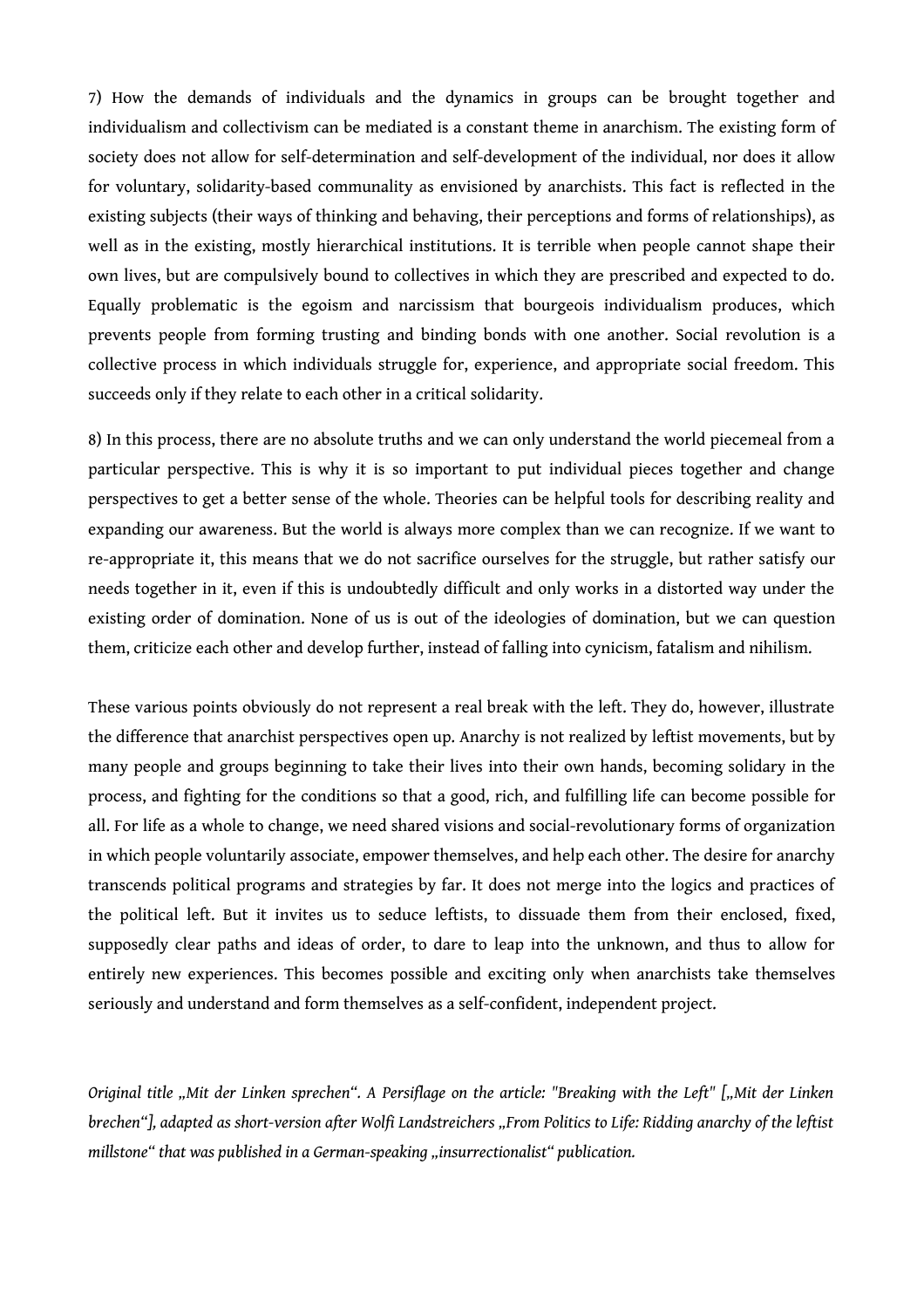7) How the demands of individuals and the dynamics in groups can be brought together and individualism and collectivism can be mediated is a constant theme in anarchism. The existing form of society does not allow for self-determination and self-development of the individual, nor does it allow for voluntary, solidarity-based communality as envisioned by anarchists. This fact is reflected in the existing subjects (their ways of thinking and behaving, their perceptions and forms of relationships), as well as in the existing, mostly hierarchical institutions. It is terrible when people cannot shape their own lives, but are compulsively bound to collectives in which they are prescribed and expected to do. Equally problematic is the egoism and narcissism that bourgeois individualism produces, which prevents people from forming trusting and binding bonds with one another. Social revolution is a collective process in which individuals struggle for, experience, and appropriate social freedom. This succeeds only if they relate to each other in a critical solidarity.

8) In this process, there are no absolute truths and we can only understand the world piecemeal from a particular perspective. This is why it is so important to put individual pieces together and change perspectives to get a better sense of the whole. Theories can be helpful tools for describing reality and expanding our awareness. But the world is always more complex than we can recognize. If we want to re-appropriate it, this means that we do not sacrifice ourselves for the struggle, but rather satisfy our needs together in it, even if this is undoubtedly difficult and only works in a distorted way under the existing order of domination. None of us is out of the ideologies of domination, but we can question them, criticize each other and develop further, instead of falling into cynicism, fatalism and nihilism.

These various points obviously do not represent a real break with the left. They do, however, illustrate the difference that anarchist perspectives open up. Anarchy is not realized by leftist movements, but by many people and groups beginning to take their lives into their own hands, becoming solidary in the process, and fighting for the conditions so that a good, rich, and fulfilling life can become possible for all. For life as a whole to change, we need shared visions and social-revolutionary forms of organization in which people voluntarily associate, empower themselves, and help each other. The desire for anarchy transcends political programs and strategies by far. It does not merge into the logics and practices of the political left. But it invites us to seduce leftists, to dissuade them from their enclosed, fixed, supposedly clear paths and ideas of order, to dare to leap into the unknown, and thus to allow for entirely new experiences. This becomes possible and exciting only when anarchists take themselves seriously and understand and form themselves as a self-confident, independent project.

*Original title „Mit der Linken sprechen". A Persiflage on the article: "Breaking with the Left" [„Mit der Linken brechen"], adapted as short-version after Wolfi Landstreichers „From Politics to Life: Ridding anarchy of the leftist millstone" that was published in a German-speaking „insurrectionalist" publication.*